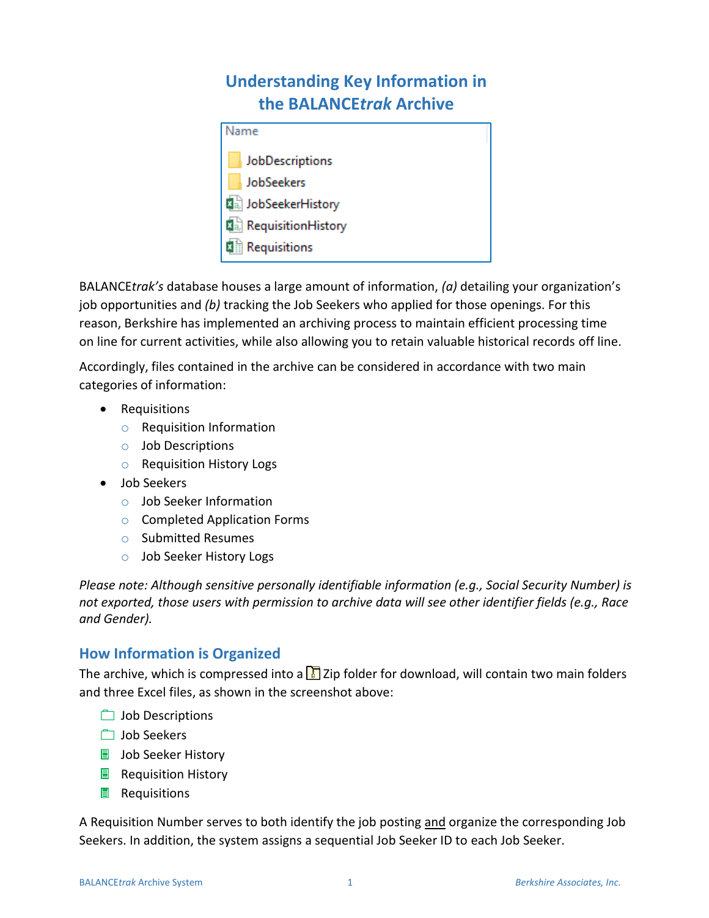# Understanding Key Information in the BALANCE*trak* Archive

Name

- JobDescriptions
- JobSeekers
- JobSeekerHistory
- RequisitionHistory
- Requisitions

BALANCE*trak's* database houses a large amount of information, *(a)* detailing your organization's job opportunities and *(b)* tracking the Job Seekers who applied for those openings. For this reason, Berkshire has implemented an archiving process to maintain efficient processing time on line for current activities, while also allowing you to retain valuable historical records off line.

Accordingly, files contained in the archive can be considered in accordance with two main categories of information:

- Requisitions
  - Requisition Information
  - Job Descriptions
  - Requisition History Logs
- Job Seekers
  - Job Seeker Information
  - Completed Application Forms
  - Submitted Resumes
  - Job Seeker History Logs

*Please note: Although sensitive personally identifiable information (e.g., Social Security Number) is not exported, those users with permission to archive data will see other identifier fields (e.g., Race and Gender).*

## How Information is Organized

The archive, which is compressed into a Zip folder for download, will contain two main folders and three Excel files, as shown in the screenshot above:

- Job Descriptions
- Job Seekers
- Job Seeker History
- Requisition History
- Requisitions

A Requisition Number serves to both identify the job posting and organize the corresponding Job Seekers. In addition, the system assigns a sequential Job Seeker ID to each Job Seeker.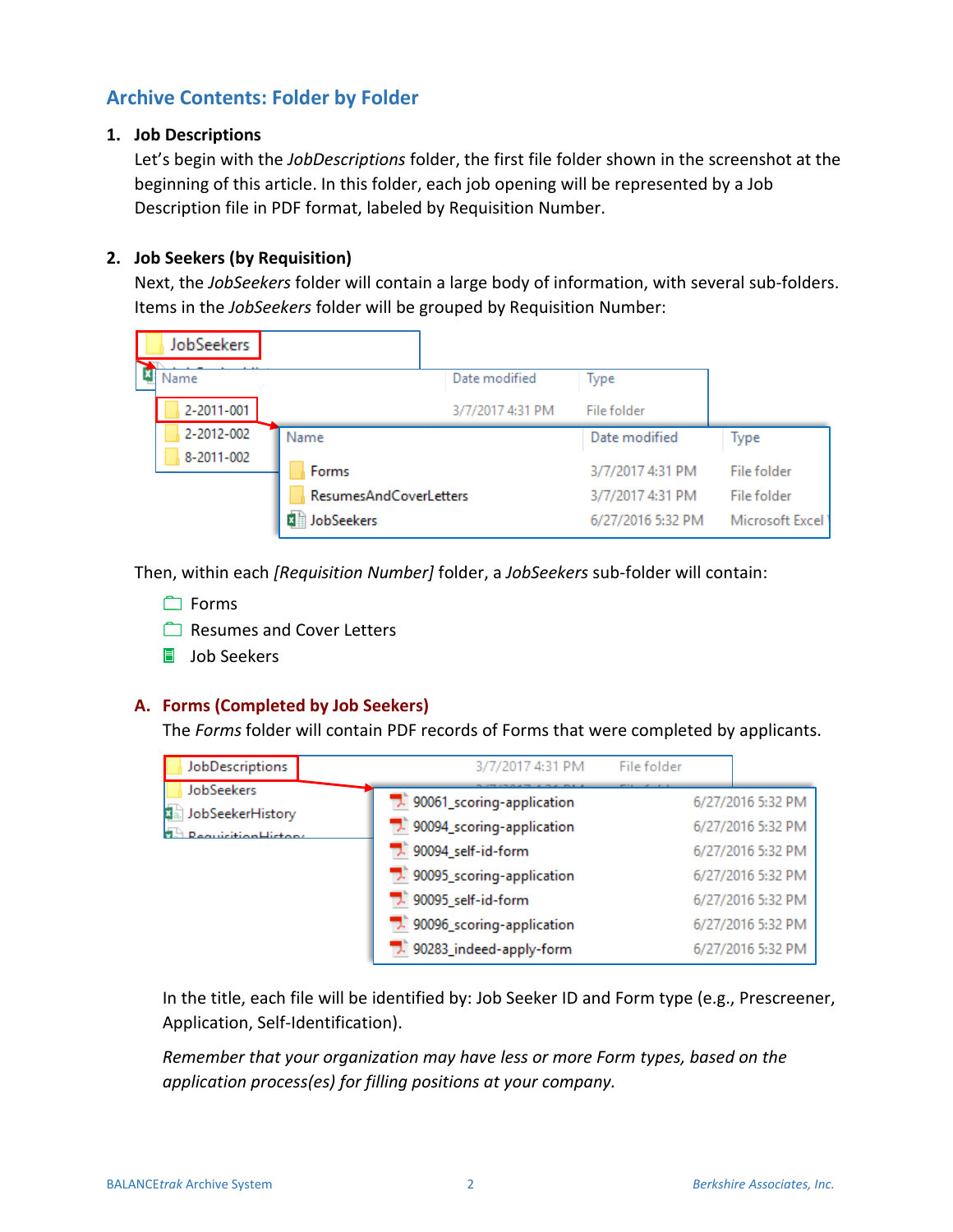## Archive Contents: Folder by Folder

1. **Job Descriptions**

   Let's begin with the *JobDescriptions* folder, the first file folder shown in the screenshot at the beginning of this article. In this folder, each job opening will be represented by a Job Description file in PDF format, labeled by Requisition Number.

2. **Job Seekers (by Requisition)**

   Next, the *JobSeekers* folder will contain a large body of information, with several sub-folders. Items in the *JobSeekers* folder will be grouped by Requisition Number:

   Then, within each *[Requisition Number]* folder, a *JobSeekers* sub-folder will contain:

   - Forms
   - Resumes and Cover Letters
   - Job Seekers

### A. Forms (Completed by Job Seekers)

The *Forms* folder will contain PDF records of Forms that were completed by applicants.

In the title, each file will be identified by: Job Seeker ID and Form type (e.g., Prescreener, Application, Self-Identification).

*Remember that your organization may have less or more Form types, based on the application process(es) for filling positions at your company.*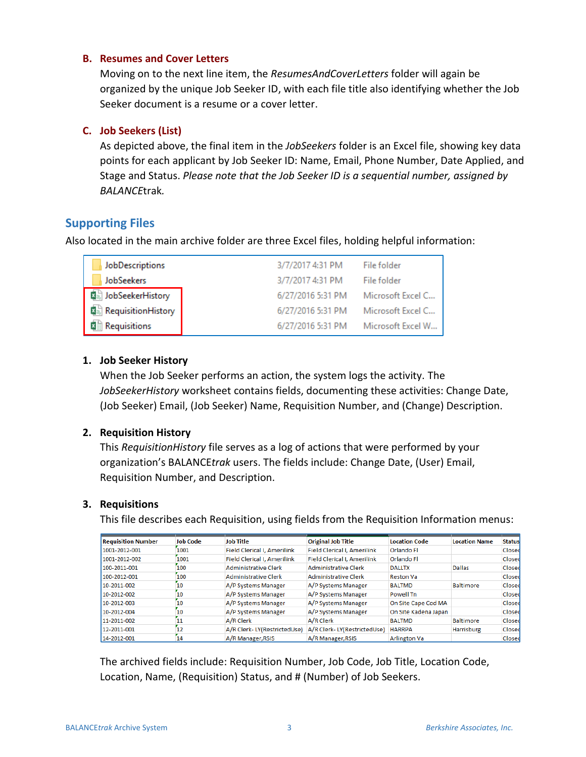**B. Resumes and Cover Letters**

Moving on to the next line item, the *ResumesAndCoverLetters* folder will again be organized by the unique Job Seeker ID, with each file title also identifying whether the Job Seeker document is a resume or a cover letter.

**C. Job Seekers (List)**

As depicted above, the final item in the *JobSeekers* folder is an Excel file, showing key data points for each applicant by Job Seeker ID: Name, Email, Phone Number, Date Applied, and Stage and Status. *Please note that the Job Seeker ID is a sequential number, assigned by BALANCEtrak.*

## Supporting Files

Also located in the main archive folder are three Excel files, holding helpful information:

| | | |
|---|---|---|
| JobDescriptions | 3/7/2017 4:31 PM | File folder |
| JobSeekers | 3/7/2017 4:31 PM | File folder |
| JobSeekerHistory | 6/27/2016 5:31 PM | Microsoft Excel C... |
| RequisitionHistory | 6/27/2016 5:31 PM | Microsoft Excel C... |
| Requisitions | 6/27/2016 5:31 PM | Microsoft Excel W... |

1. **Job Seeker History**

   When the Job Seeker performs an action, the system logs the activity. The *JobSeekerHistory* worksheet contains fields, documenting these activities: Change Date, (Job Seeker) Email, (Job Seeker) Name, Requisition Number, and (Change) Description.

2. **Requisition History**

   This *RequisitionHistory* file serves as a log of actions that were performed by your organization's BALANCE*trak* users. The fields include: Change Date, (User) Email, Requisition Number, and Description.

3. **Requisitions**

   This file describes each Requisition, using fields from the Requisition Information menus:

| Requisition Number | Job Code | Job Title | Original Job Title | Location Code | Location Name | Status |
|---|---|---|---|---|---|---|
| 1001-2012-001 | 1001 | Field Clerical I, Amerilink | Field Clerical I, Amerilink | Orlando Fl | | Closed |
| 1001-2012-002 | 1001 | Field Clerical I, Amerilink | Field Clerical I, Amerilink | Orlando Fl | | Closed |
| 100-2011-001 | 100 | Administrative Clerk | Administrative Clerk | DALLTX | Dallas | Closed |
| 100-2012-001 | 100 | Administrative Clerk | Administrative Clerk | Reston Va | | Closed |
| 10-2011-002 | 10 | A/P Systems Manager | A/P Systems Manager | BALTMD | Baltimore | Closed |
| 10-2012-002 | 10 | A/P Systems Manager | A/P Systems Manager | Powell Tn | | Closed |
| 10-2012-003 | 10 | A/P Systems Manager | A/P Systems Manager | On Site Cape Cod MA | | Closed |
| 10-2012-004 | 10 | A/P Systems Manager | A/P Systems Manager | On Site Kadena Japan | | Closed |
| 11-2011-002 | 11 | A/R Clerk | A/R Clerk | BALTMD | Baltimore | Closed |
| 12-2011-001 | 12 | A/R Clerk- LY(RestrictedUse) | A/R Clerk- LY(RestrictedUse) | HARRPA | Harrisburg | Closed |
| 14-2012-001 | 14 | A/R Manager,RSIS | A/R Manager,RSIS | Arlington Va | | Closed |

   The archived fields include: Requisition Number, Job Code, Job Title, Location Code, Location, Name, (Requisition) Status, and # (Number) of Job Seekers.